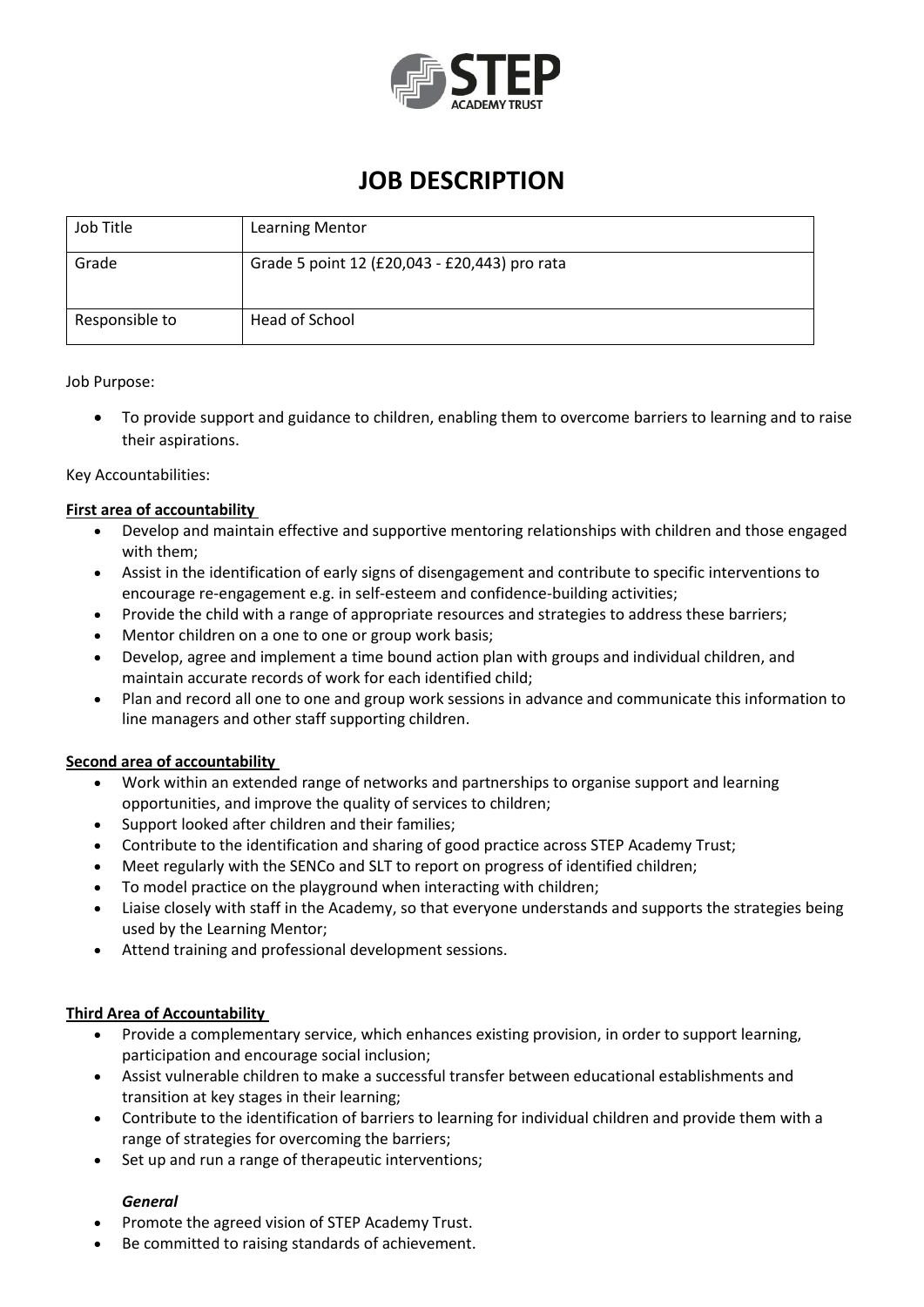# JOB DESCRIPTION

| Job Title | Learning Mentor |
|---|---|
| Grade | Grade 5 point 12 (£20,043 - £20,443) pro rata |
| Responsible to | Head of School |

Job Purpose:

- To provide support and guidance to children, enabling them to overcome barriers to learning and to raise their aspirations.

Key Accountabilities:

**First area of accountability**

- Develop and maintain effective and supportive mentoring relationships with children and those engaged with them;
- Assist in the identification of early signs of disengagement and contribute to specific interventions to encourage re-engagement e.g. in self-esteem and confidence-building activities;
- Provide the child with a range of appropriate resources and strategies to address these barriers;
- Mentor children on a one to one or group work basis;
- Develop, agree and implement a time bound action plan with groups and individual children, and maintain accurate records of work for each identified child;
- Plan and record all one to one and group work sessions in advance and communicate this information to line managers and other staff supporting children.

**Second area of accountability**

- Work within an extended range of networks and partnerships to organise support and learning opportunities, and improve the quality of services to children;
- Support looked after children and their families;
- Contribute to the identification and sharing of good practice across STEP Academy Trust;
- Meet regularly with the SENCo and SLT to report on progress of identified children;
- To model practice on the playground when interacting with children;
- Liaise closely with staff in the Academy, so that everyone understands and supports the strategies being used by the Learning Mentor;
- Attend training and professional development sessions.

**Third Area of Accountability**

- Provide a complementary service, which enhances existing provision, in order to support learning, participation and encourage social inclusion;
- Assist vulnerable children to make a successful transfer between educational establishments and transition at key stages in their learning;
- Contribute to the identification of barriers to learning for individual children and provide them with a range of strategies for overcoming the barriers;
- Set up and run a range of therapeutic interventions;

***General***

- Promote the agreed vision of STEP Academy Trust.
- Be committed to raising standards of achievement.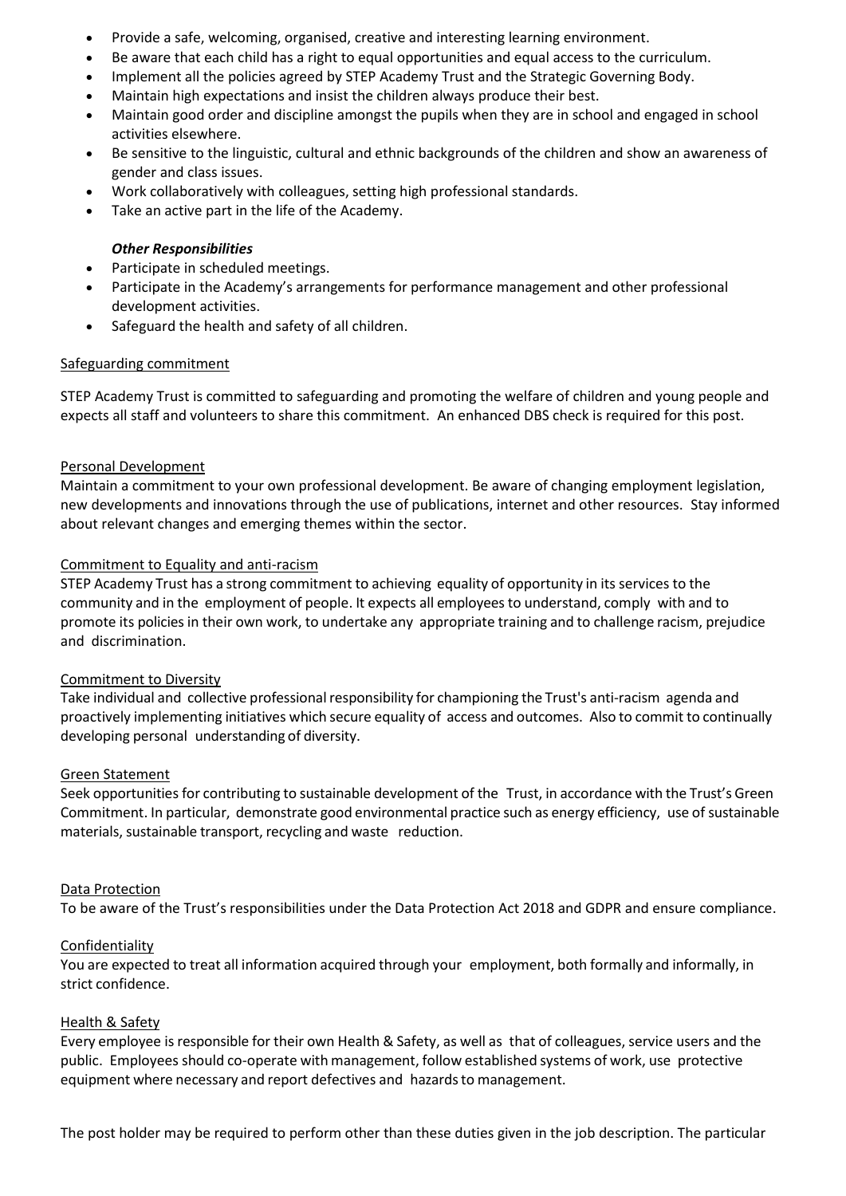- Provide a safe, welcoming, organised, creative and interesting learning environment.
- Be aware that each child has a right to equal opportunities and equal access to the curriculum.
- Implement all the policies agreed by STEP Academy Trust and the Strategic Governing Body.
- Maintain high expectations and insist the children always produce their best.
- Maintain good order and discipline amongst the pupils when they are in school and engaged in school activities elsewhere.
- Be sensitive to the linguistic, cultural and ethnic backgrounds of the children and show an awareness of gender and class issues.
- Work collaboratively with colleagues, setting high professional standards.
- Take an active part in the life of the Academy.

***Other Responsibilities***

- Participate in scheduled meetings.
- Participate in the Academy's arrangements for performance management and other professional development activities.
- Safeguard the health and safety of all children.

Safeguarding commitment

STEP Academy Trust is committed to safeguarding and promoting the welfare of children and young people and expects all staff and volunteers to share this commitment. An enhanced DBS check is required for this post.

Personal Development

Maintain a commitment to your own professional development. Be aware of changing employment legislation, new developments and innovations through the use of publications, internet and other resources. Stay informed about relevant changes and emerging themes within the sector.

Commitment to Equality and anti-racism

STEP Academy Trust has a strong commitment to achieving equality of opportunity in its services to the community and in the employment of people. It expects all employees to understand, comply with and to promote its policies in their own work, to undertake any appropriate training and to challenge racism, prejudice and discrimination.

Commitment to Diversity

Take individual and collective professional responsibility for championing the Trust's anti-racism agenda and proactively implementing initiatives which secure equality of access and outcomes. Also to commit to continually developing personal understanding of diversity.

Green Statement

Seek opportunities for contributing to sustainable development of the Trust, in accordance with the Trust's Green Commitment. In particular, demonstrate good environmental practice such as energy efficiency, use of sustainable materials, sustainable transport, recycling and waste reduction.

Data Protection

To be aware of the Trust's responsibilities under the Data Protection Act 2018 and GDPR and ensure compliance.

Confidentiality

You are expected to treat all information acquired through your employment, both formally and informally, in strict confidence.

Health & Safety

Every employee is responsible for their own Health & Safety, as well as that of colleagues, service users and the public. Employees should co-operate with management, follow established systems of work, use protective equipment where necessary and report defectives and hazards to management.

The post holder may be required to perform other than these duties given in the job description. The particular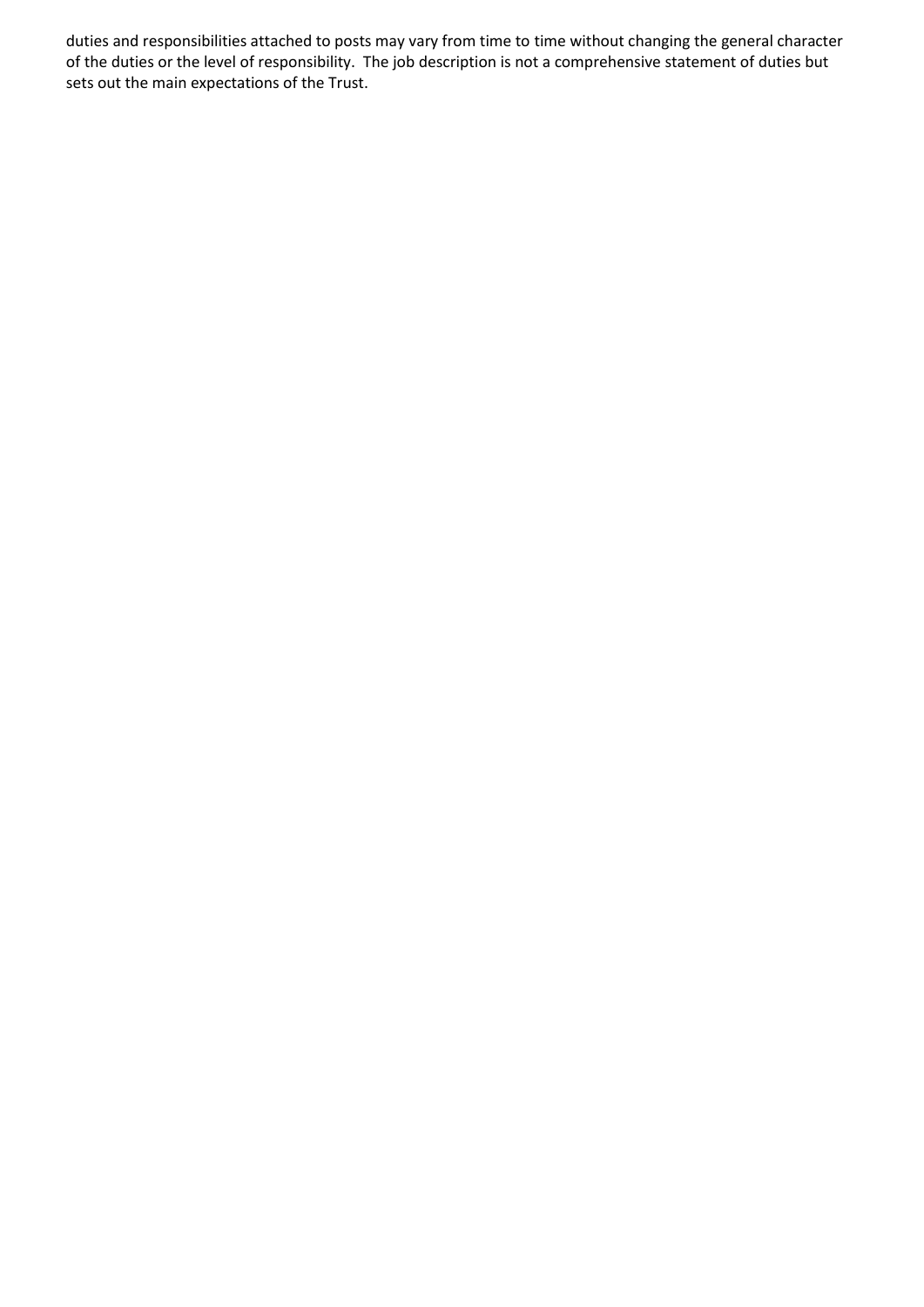duties and responsibilities attached to posts may vary from time to time without changing the general character of the duties or the level of responsibility. The job description is not a comprehensive statement of duties but sets out the main expectations of the Trust.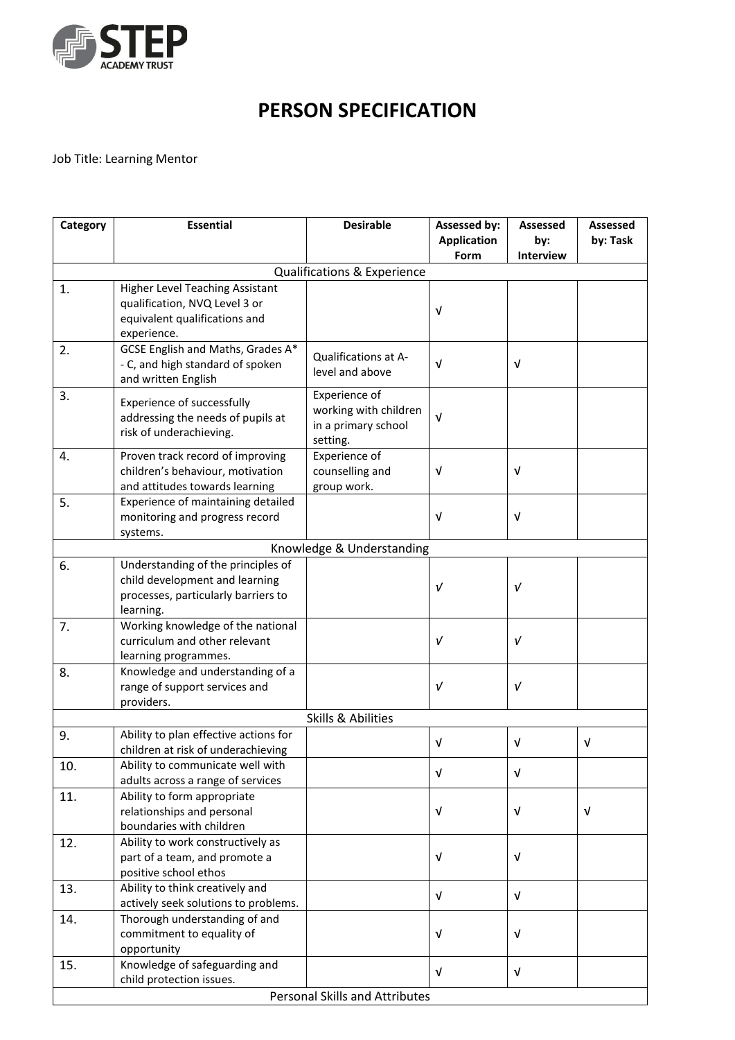# PERSON SPECIFICATION

Job Title: Learning Mentor

| Category | Essential | Desirable | Assessed by: Application Form | Assessed by: Interview | Assessed by: Task |
|---|---|---|---|---|---|
| Qualifications & Experience | | | | | |
| 1. | Higher Level Teaching Assistant qualification, NVQ Level 3 or equivalent qualifications and experience. | | √ | | |
| 2. | GCSE English and Maths, Grades A* - C, and high standard of spoken and written English | Qualifications at A-level and above | √ | √ | |
| 3. | Experience of successfully addressing the needs of pupils at risk of underachieving. | Experience of working with children in a primary school setting. | √ | | |
| 4. | Proven track record of improving children's behaviour, motivation and attitudes towards learning | Experience of counselling and group work. | √ | √ | |
| 5. | Experience of maintaining detailed monitoring and progress record systems. | | √ | √ | |
| Knowledge & Understanding | | | | | |
| 6. | Understanding of the principles of child development and learning processes, particularly barriers to learning. | | √ | √ | |
| 7. | Working knowledge of the national curriculum and other relevant learning programmes. | | √ | √ | |
| 8. | Knowledge and understanding of a range of support services and providers. | | √ | √ | |
| Skills & Abilities | | | | | |
| 9. | Ability to plan effective actions for children at risk of underachieving | | √ | √ | √ |
| 10. | Ability to communicate well with adults across a range of services | | √ | √ | |
| 11. | Ability to form appropriate relationships and personal boundaries with children | | √ | √ | √ |
| 12. | Ability to work constructively as part of a team, and promote a positive school ethos | | √ | √ | |
| 13. | Ability to think creatively and actively seek solutions to problems. | | √ | √ | |
| 14. | Thorough understanding of and commitment to equality of opportunity | | √ | √ | |
| 15. | Knowledge of safeguarding and child protection issues. | | √ | √ | |
| Personal Skills and Attributes | | | | | |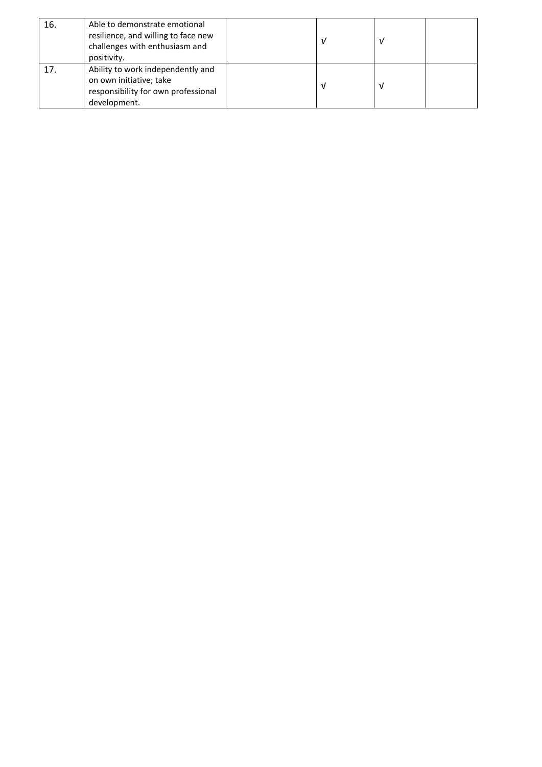| | | | | | |
|---|---|---|---|---|---|
| 16. | Able to demonstrate emotional resilience, and willing to face new challenges with enthusiasm and positivity. | | √ | √ | |
| 17. | Ability to work independently and on own initiative; take responsibility for own professional development. | | √ | √ | |